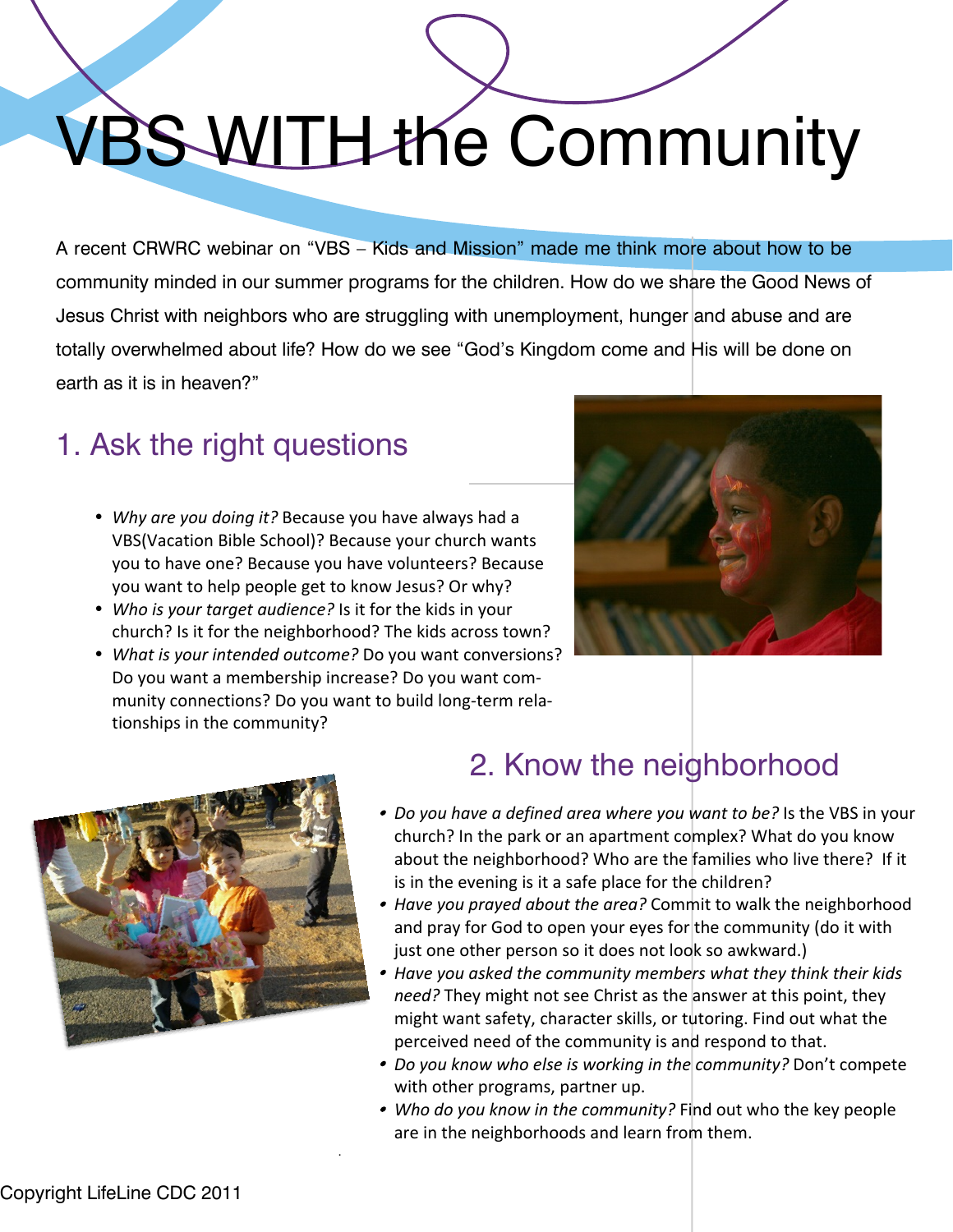# VBS WITH the Community

A recent CRWRC webinar on "VBS – Kids and Mission" made me think more about how to be community minded in our summer programs for the children. How do we share the Good News of Jesus Christ with neighbors who are struggling with unemployment, hunger and abuse and are totally overwhelmed about life? How do we see "God's Kingdom come and His will be done on earth as it is in heaven?"

## 1. Ask the right questions

- *Why are you doing it?* Because you have always had a VBS(Vacation Bible School)? Because your church wants you to have one? Because you have volunteers? Because you want to help people get to know Jesus? Or why?
- *Who is your target audience?* Is it for the kids in your church? Is it for the neighborhood? The kids across town?
- *What is your intended outcome?* Do you want conversions? Do you want a membership increase? Do you want community connections? Do you want to build long-term relationships in the community?

## 2. Know the neighborhood

- *Do you have a defined area where you want to be?* Is the VBS in your church? In the park or an apartment complex? What do you know about the neighborhood? Who are the families who live there? If it is in the evening is it a safe place for the children?
- *Have you prayed about the area?* Commit to walk the neighborhood and pray for God to open your eyes for the community (do it with just one other person so it does not look so awkward.)
- *Have you asked the community members what they think their kids need?* They might not see Christ as the answer at this point, they might want safety, character skills, or tutoring. Find out what the perceived need of the community is and respond to that.
- *Do you know who else is working in the community?* Don't compete with other programs, partner up.
- *Who do you know in the community?* Find out who the key people are in the neighborhoods and learn from them.

Copyright LifeLine CDC 2011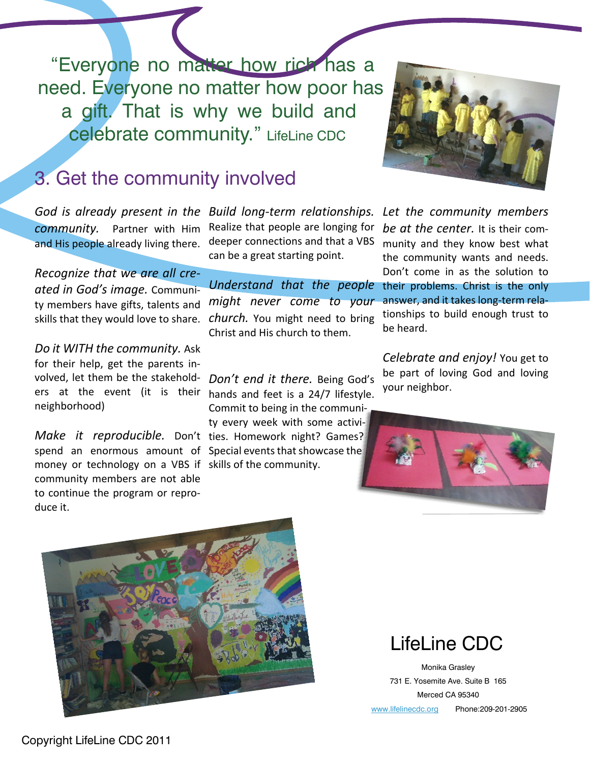"Everyone no matter how rich has a need. Everyone no matter how poor has a gift. That is why we build and celebrate community." LifeLine CDC

## 3. Get the community involved

*God is already present in the community.* Partner with Him and His people already living there.

*Recognize that we are all created in God's image.* Community members have gifts, talents and skills that they would love to share.

*Do it WITH the community.* Ask for their help, get the parents involved, let them be the stakeholders at the event (it is their neighborhood)

*Make it reproducible.* Don't spend an enormous amount of money or technology on a VBS if community members are not able to continue the program or reproduce it.

*Build long-term relationships.* Realize that people are longing for deeper connections and that a VBS can be a great starting point.

*Understand that the people might never come to your church.* You might need to bring Christ and His church to them.

*Don't end it there.* Being God's hands and feet is a 24/7 lifestyle. Commit to being in the community every week with some activities. Homework night? Games? Special events that showcase the skills of the community.

*Let the community members be at the center.* It is their community and they know best what the community wants and needs. Don't come in as the solution to their problems. Christ is the only answer, and it takes long-term relationships to build enough trust to be heard.

*Celebrate and enjoy!* You get to be part of loving God and loving your neighbor.

LifeLine CDC

Monika Grasley

731 E. Yosemite Ave. Suite B 165

Merced CA 95340

www.lifelinecdc.org Phone:209-201-2905

Copyright LifeLine CDC 2011